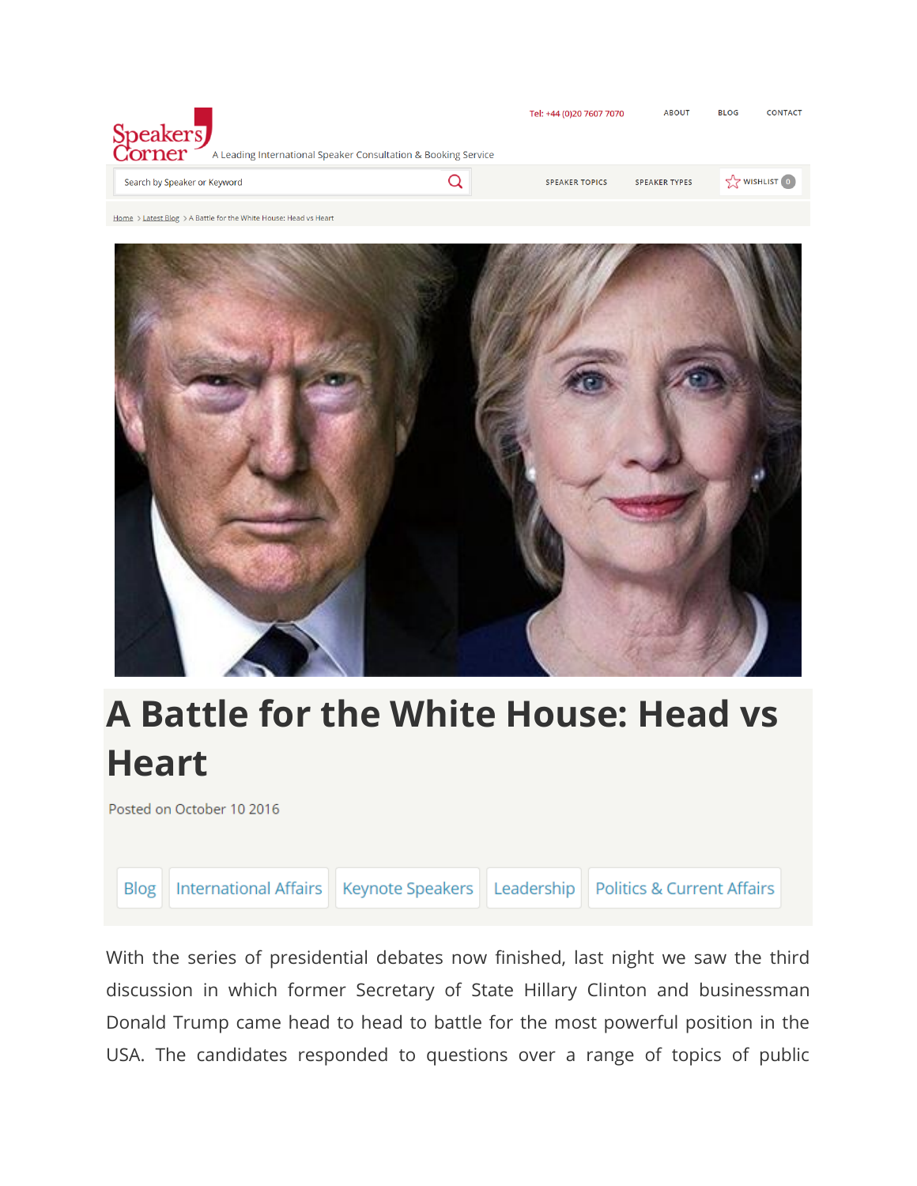Tel: +44 (0)20 7607 7070 ABOUT BLOG CONTACT

Speakers Corner — A Leading International Speaker Consultation & Booking Service

Search by Speaker or Keyword

SPEAKER TOPICS SPEAKER TYPES WISHLIST 0

Home > Latest Blog > A Battle for the White House: Head vs Heart

# A Battle for the White House: Head vs Heart

Posted on October 10 2016

Blog | International Affairs | Keynote Speakers | Leadership | Politics & Current Affairs

With the series of presidential debates now finished, last night we saw the third discussion in which former Secretary of State Hillary Clinton and businessman Donald Trump came head to head to battle for the most powerful position in the USA. The candidates responded to questions over a range of topics of public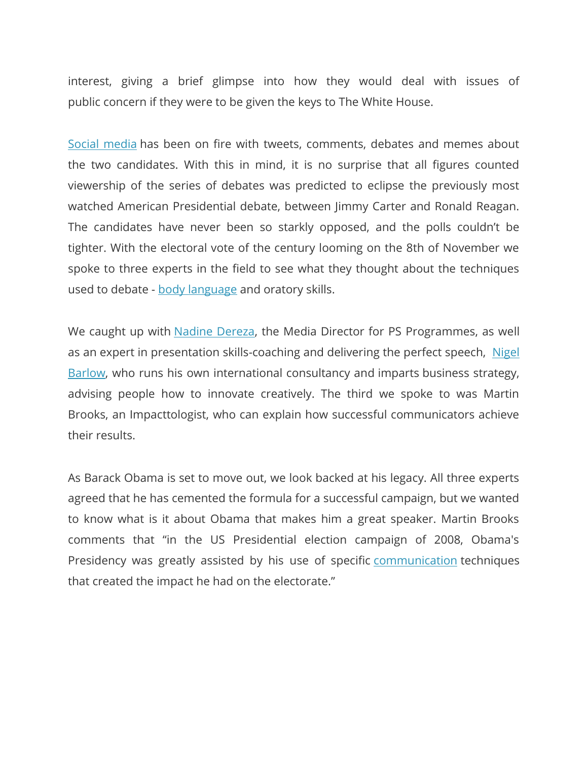interest, giving a brief glimpse into how they would deal with issues of public concern if they were to be given the keys to The White House.

Social media has been on fire with tweets, comments, debates and memes about the two candidates. With this in mind, it is no surprise that all figures counted viewership of the series of debates was predicted to eclipse the previously most watched American Presidential debate, between Jimmy Carter and Ronald Reagan. The candidates have never been so starkly opposed, and the polls couldn't be tighter. With the electoral vote of the century looming on the 8th of November we spoke to three experts in the field to see what they thought about the techniques used to debate - body language and oratory skills.

We caught up with Nadine Dereza, the Media Director for PS Programmes, as well as an expert in presentation skills-coaching and delivering the perfect speech, Nigel Barlow, who runs his own international consultancy and imparts business strategy, advising people how to innovate creatively. The third we spoke to was Martin Brooks, an Impacttologist, who can explain how successful communicators achieve their results.

As Barack Obama is set to move out, we look backed at his legacy. All three experts agreed that he has cemented the formula for a successful campaign, but we wanted to know what is it about Obama that makes him a great speaker. Martin Brooks comments that "in the US Presidential election campaign of 2008, Obama's Presidency was greatly assisted by his use of specific communication techniques that created the impact he had on the electorate."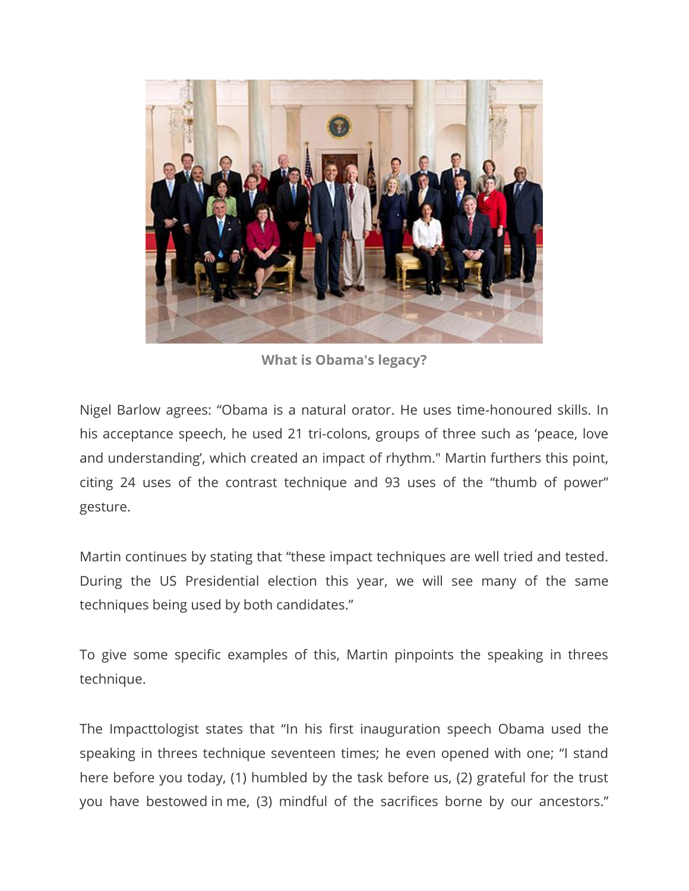**What is Obama's legacy?**

Nigel Barlow agrees: “Obama is a natural orator. He uses time-honoured skills. In his acceptance speech, he used 21 tri-colons, groups of three such as ‘peace, love and understanding’, which created an impact of rhythm." Martin furthers this point, citing 24 uses of the contrast technique and 93 uses of the “thumb of power” gesture.

Martin continues by stating that “these impact techniques are well tried and tested. During the US Presidential election this year, we will see many of the same techniques being used by both candidates.”

To give some specific examples of this, Martin pinpoints the speaking in threes technique.

The Impacttologist states that “In his first inauguration speech Obama used the speaking in threes technique seventeen times; he even opened with one; “I stand here before you today, (1) humbled by the task before us, (2) grateful for the trust you have bestowed in me, (3) mindful of the sacrifices borne by our ancestors.”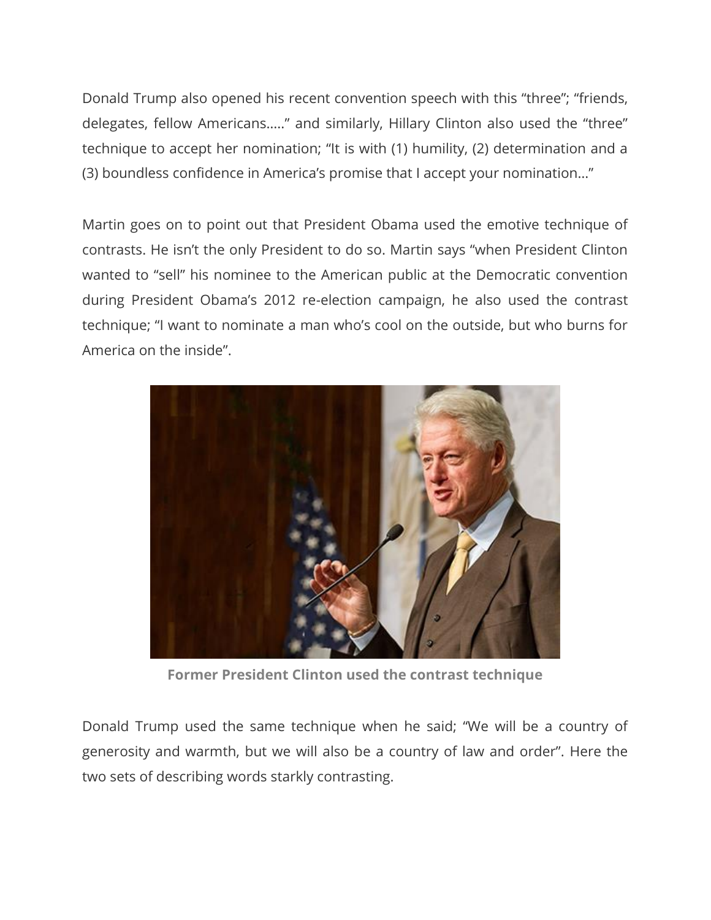Donald Trump also opened his recent convention speech with this "three"; "friends, delegates, fellow Americans….." and similarly, Hillary Clinton also used the "three" technique to accept her nomination; "It is with (1) humility, (2) determination and a (3) boundless confidence in America's promise that I accept your nomination…"

Martin goes on to point out that President Obama used the emotive technique of contrasts. He isn't the only President to do so. Martin says "when President Clinton wanted to "sell" his nominee to the American public at the Democratic convention during President Obama's 2012 re-election campaign, he also used the contrast technique; "I want to nominate a man who's cool on the outside, but who burns for America on the inside".

**Former President Clinton used the contrast technique**

Donald Trump used the same technique when he said; "We will be a country of generosity and warmth, but we will also be a country of law and order". Here the two sets of describing words starkly contrasting.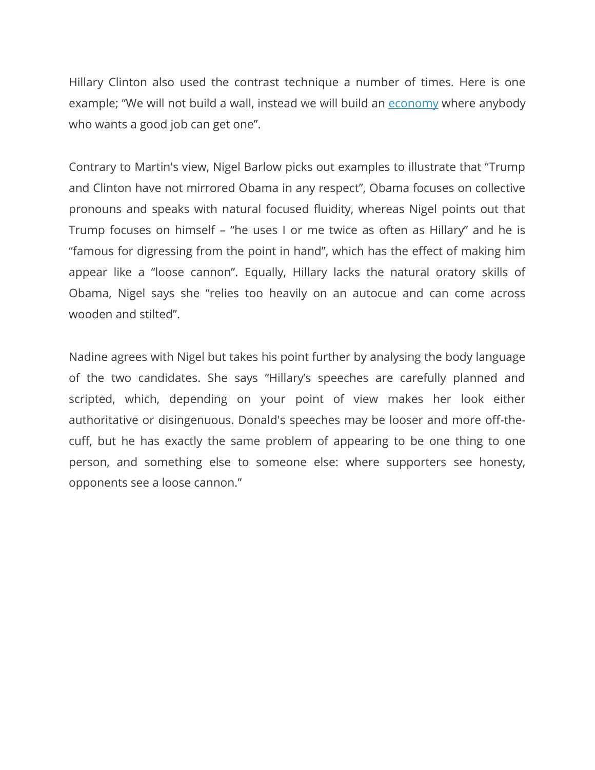Hillary Clinton also used the contrast technique a number of times. Here is one example; “We will not build a wall, instead we will build an economy where anybody who wants a good job can get one”.

Contrary to Martin's view, Nigel Barlow picks out examples to illustrate that “Trump and Clinton have not mirrored Obama in any respect”, Obama focuses on collective pronouns and speaks with natural focused fluidity, whereas Nigel points out that Trump focuses on himself – “he uses I or me twice as often as Hillary” and he is “famous for digressing from the point in hand”, which has the effect of making him appear like a “loose cannon”. Equally, Hillary lacks the natural oratory skills of Obama, Nigel says she “relies too heavily on an autocue and can come across wooden and stilted”.

Nadine agrees with Nigel but takes his point further by analysing the body language of the two candidates. She says “Hillary’s speeches are carefully planned and scripted, which, depending on your point of view makes her look either authoritative or disingenuous. Donald's speeches may be looser and more off-the-cuff, but he has exactly the same problem of appearing to be one thing to one person, and something else to someone else: where supporters see honesty, opponents see a loose cannon.”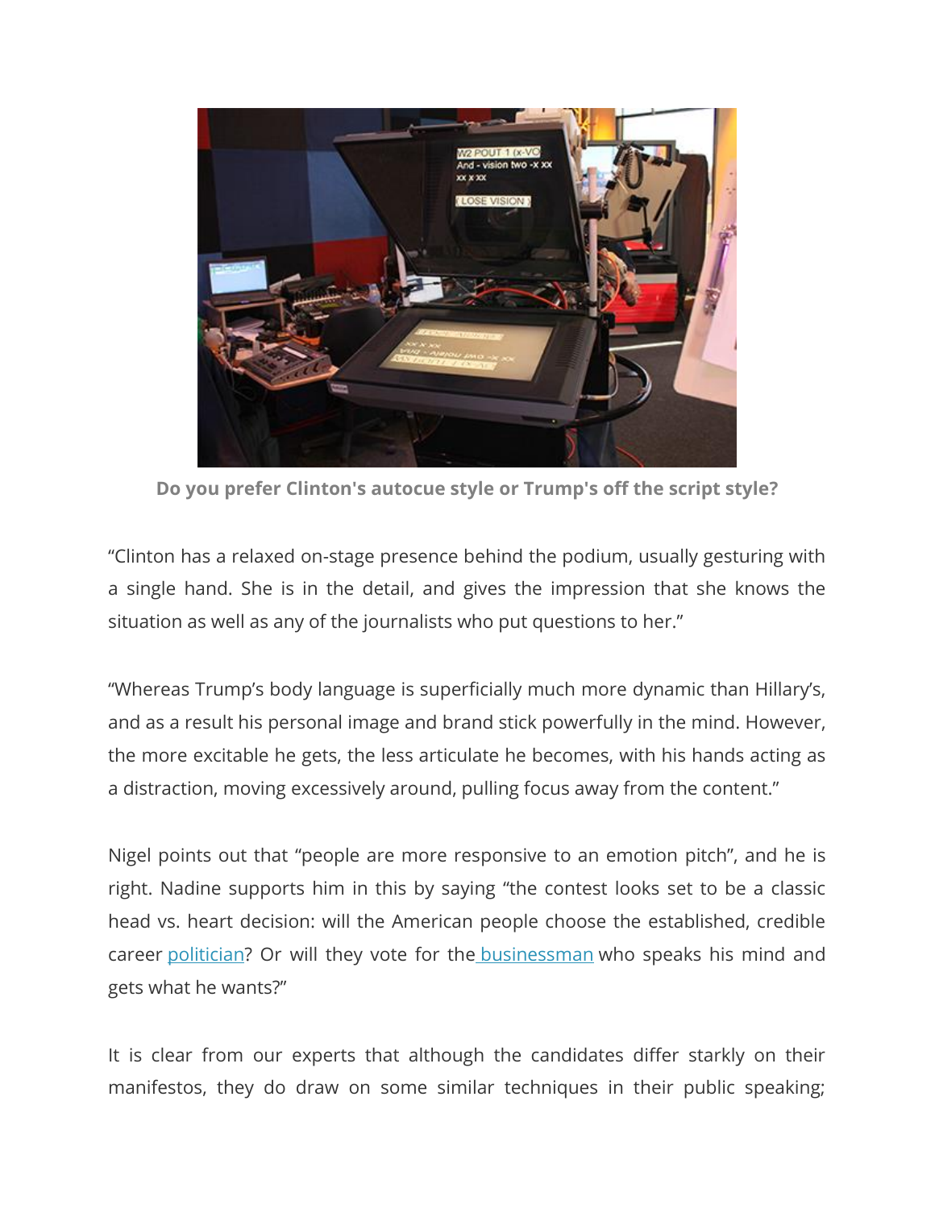**Do you prefer Clinton's autocue style or Trump's off the script style?**

“Clinton has a relaxed on-stage presence behind the podium, usually gesturing with a single hand. She is in the detail, and gives the impression that she knows the situation as well as any of the journalists who put questions to her.”

“Whereas Trump’s body language is superficially much more dynamic than Hillary’s, and as a result his personal image and brand stick powerfully in the mind. However, the more excitable he gets, the less articulate he becomes, with his hands acting as a distraction, moving excessively around, pulling focus away from the content.”

Nigel points out that “people are more responsive to an emotion pitch”, and he is right. Nadine supports him in this by saying “the contest looks set to be a classic head vs. heart decision: will the American people choose the established, credible career politician? Or will they vote for the businessman who speaks his mind and gets what he wants?”

It is clear from our experts that although the candidates differ starkly on their manifestos, they do draw on some similar techniques in their public speaking;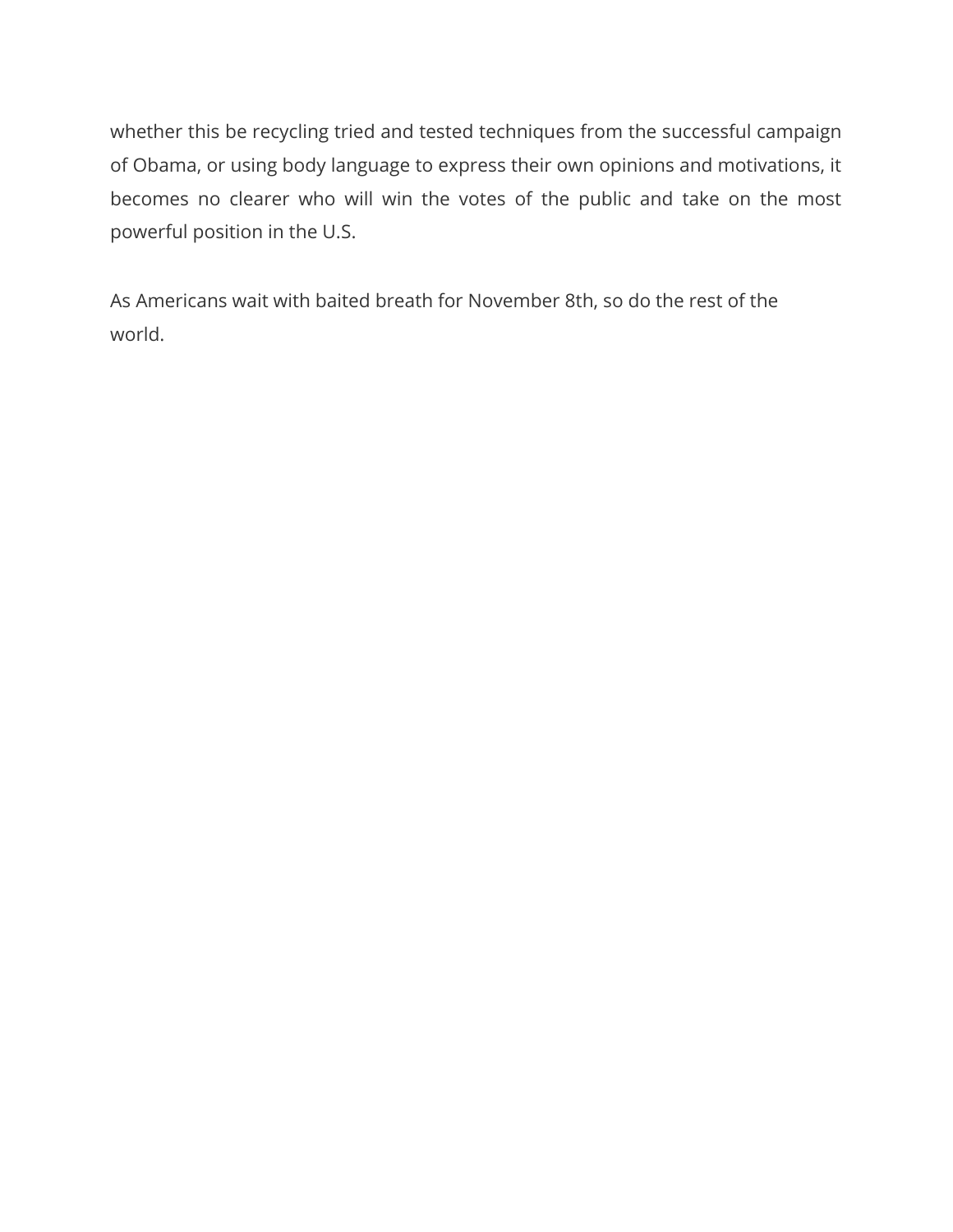whether this be recycling tried and tested techniques from the successful campaign of Obama, or using body language to express their own opinions and motivations, it becomes no clearer who will win the votes of the public and take on the most powerful position in the U.S.

As Americans wait with baited breath for November 8th, so do the rest of the world.